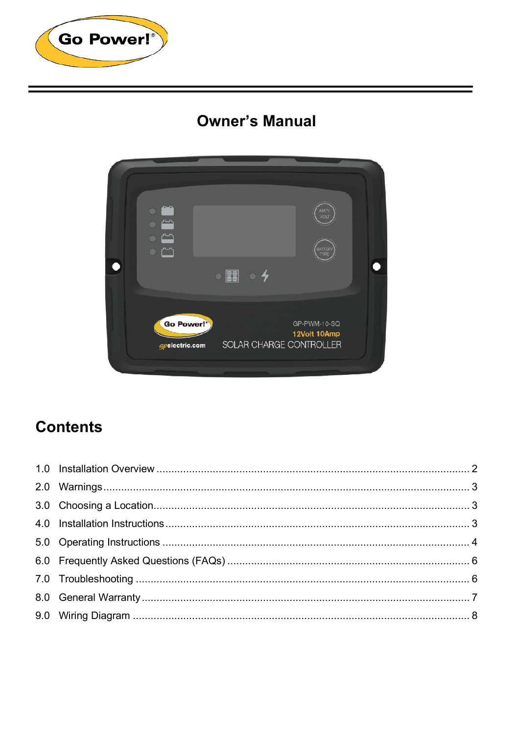# Owner's Manual

## Contents

1.0 Installation Overview ........................................................................................ 2
2.0 Warnings ........................................................................................................... 3
3.0 Choosing a Location .......................................................................................... 3
4.0 Installation Instructions ...................................................................................... 3
5.0 Operating Instructions ....................................................................................... 4
6.0 Frequently Asked Questions (FAQs) ................................................................. 6
7.0 Troubleshooting ................................................................................................ 6
8.0 General Warranty .............................................................................................. 7
9.0 Wiring Diagram ................................................................................................. 8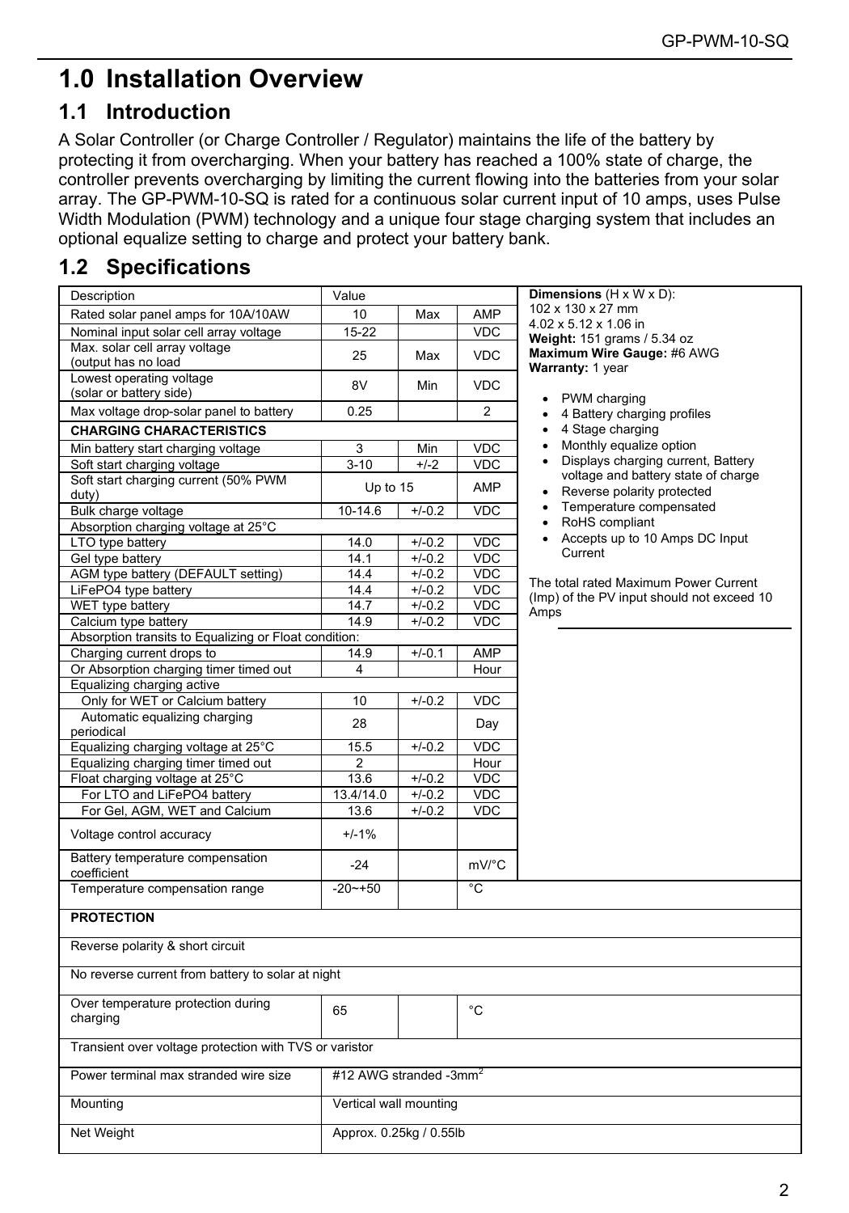# 1.0 Installation Overview

## 1.1 Introduction

A Solar Controller (or Charge Controller / Regulator) maintains the life of the battery by protecting it from overcharging. When your battery has reached a 100% state of charge, the controller prevents overcharging by limiting the current flowing into the batteries from your solar array. The GP-PWM-10-SQ is rated for a continuous solar current input of 10 amps, uses Pulse Width Modulation (PWM) technology and a unique four stage charging system that includes an optional equalize setting to charge and protect your battery bank.

## 1.2 Specifications

| Description | Value | | |
|---|---|---|---|
| Rated solar panel amps for 10A/10AW | 10 | Max | AMP |
| Nominal input solar cell array voltage | 15-22 | | VDC |
| Max. solar cell array voltage (output has no load | 25 | Max | VDC |
| Lowest operating voltage (solar or battery side) | 8V | Min | VDC |
| Max voltage drop-solar panel to battery | 0.25 | | 2 |
| **CHARGING CHARACTERISTICS** | | | |
| Min battery start charging voltage | 3 | Min | VDC |
| Soft start charging voltage | 3-10 | +/-2 | VDC |
| Soft start charging current (50% PWM duty) | Up to 15 | | AMP |
| Bulk charge voltage | 10-14.6 | +/-0.2 | VDC |
| Absorption charging voltage at 25°C | | | |
| LTO type battery | 14.0 | +/-0.2 | VDC |
| Gel type battery | 14.1 | +/-0.2 | VDC |
| AGM type battery (DEFAULT setting) | 14.4 | +/-0.2 | VDC |
| LiFePO4 type battery | 14.4 | +/-0.2 | VDC |
| WET type battery | 14.7 | +/-0.2 | VDC |
| Calcium type battery | 14.9 | +/-0.2 | VDC |
| Absorption transits to Equalizing or Float condition: | | | |
| Charging current drops to | 14.9 | +/-0.1 | AMP |
| Or Absorption charging timer timed out | 4 | | Hour |
| Equalizing charging active | | | |
| Only for WET or Calcium battery | 10 | +/-0.2 | VDC |
| Automatic equalizing charging periodical | 28 | | Day |
| Equalizing charging voltage at 25°C | 15.5 | +/-0.2 | VDC |
| Equalizing charging timer timed out | 2 | | Hour |
| Float charging voltage at 25°C | 13.6 | +/-0.2 | VDC |
| For LTO and LiFePO4 battery | 13.4/14.0 | +/-0.2 | VDC |
| For Gel, AGM, WET and Calcium | 13.6 | +/-0.2 | VDC |
| Voltage control accuracy | +/-1% | | |
| Battery temperature compensation coefficient | -24 | | mV/°C |
| Temperature compensation range | -20~+50 | | °C |
| **PROTECTION** | | | |
| Reverse polarity & short circuit | | | |
| No reverse current from battery to solar at night | | | |
| Over temperature protection during charging | 65 | | °C |
| Transient over voltage protection with TVS or varistor | | | |
| Power terminal max stranded wire size | #12 AWG stranded -3mm$^2$ | | |
| Mounting | Vertical wall mounting | | |
| Net Weight | Approx. 0.25kg / 0.55lb | | |

**Dimensions** (H x W x D):
102 x 130 x 27 mm
4.02 x 5.12 x 1.06 in
**Weight:** 151 grams / 5.34 oz
**Maximum Wire Gauge:** #6 AWG
**Warranty:** 1 year

- PWM charging
- 4 Battery charging profiles
- 4 Stage charging
- Monthly equalize option
- Displays charging current, Battery voltage and battery state of charge
- Reverse polarity protected
- Temperature compensated
- RoHS compliant
- Accepts up to 10 Amps DC Input Current

The total rated Maximum Power Current (Imp) of the PV input should not exceed 10 Amps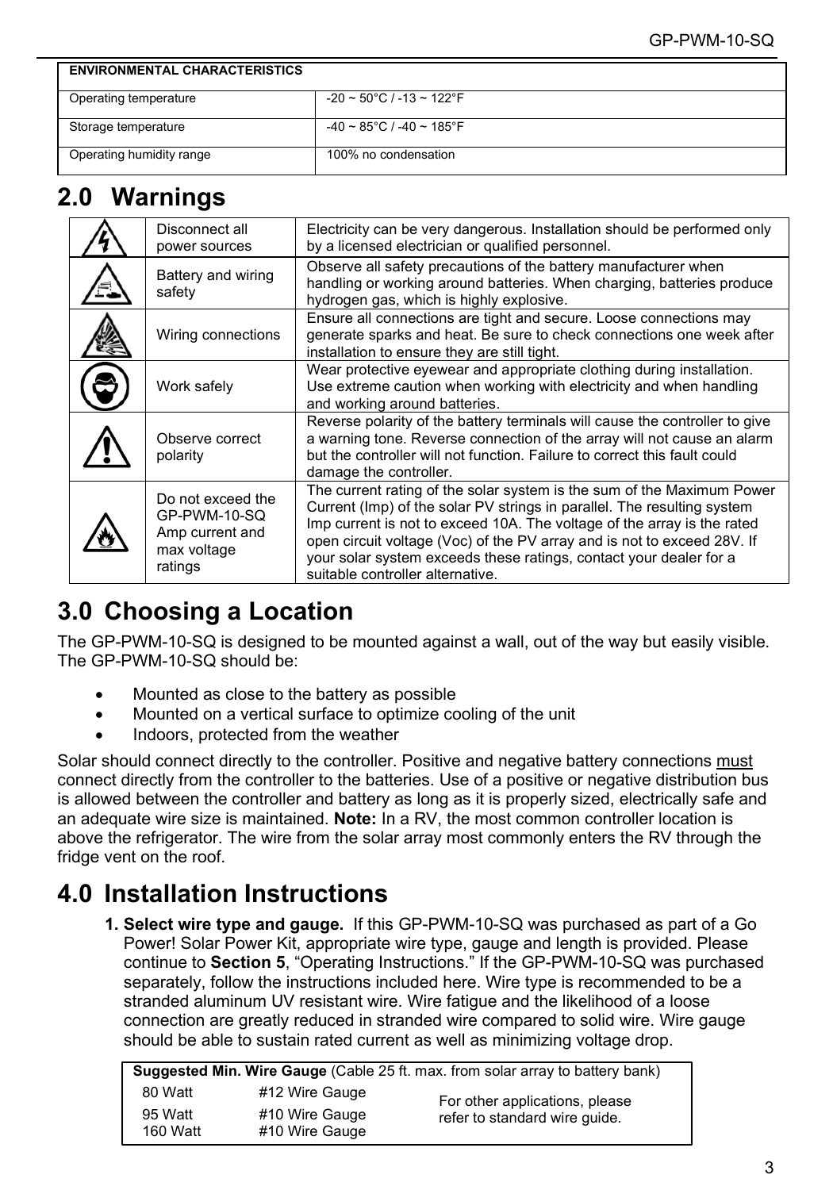| ENVIRONMENTAL CHARACTERISTICS | |
|---|---|
| Operating temperature | -20 ~ 50°C / -13 ~ 122°F |
| Storage temperature | -40 ~ 85°C / -40 ~ 185°F |
| Operating humidity range | 100% no condensation |

# 2.0 Warnings

| | | |
|---|---|---|
| | Disconnect all power sources | Electricity can be very dangerous. Installation should be performed only by a licensed electrician or qualified personnel. |
| | Battery and wiring safety | Observe all safety precautions of the battery manufacturer when handling or working around batteries. When charging, batteries produce hydrogen gas, which is highly explosive. |
| | Wiring connections | Ensure all connections are tight and secure. Loose connections may generate sparks and heat. Be sure to check connections one week after installation to ensure they are still tight. |
| | Work safely | Wear protective eyewear and appropriate clothing during installation. Use extreme caution when working with electricity and when handling and working around batteries. |
| | Observe correct polarity | Reverse polarity of the battery terminals will cause the controller to give a warning tone. Reverse connection of the array will not cause an alarm but the controller will not function. Failure to correct this fault could damage the controller. |
| | Do not exceed the GP-PWM-10-SQ Amp current and max voltage ratings | The current rating of the solar system is the sum of the Maximum Power Current (Imp) of the solar PV strings in parallel. The resulting system Imp current is not to exceed 10A. The voltage of the array is the rated open circuit voltage (Voc) of the PV array and is not to exceed 28V. If your solar system exceeds these ratings, contact your dealer for a suitable controller alternative. |

# 3.0 Choosing a Location

The GP-PWM-10-SQ is designed to be mounted against a wall, out of the way but easily visible. The GP-PWM-10-SQ should be:

- Mounted as close to the battery as possible
- Mounted on a vertical surface to optimize cooling of the unit
- Indoors, protected from the weather

Solar should connect directly to the controller. Positive and negative battery connections must connect directly from the controller to the batteries. Use of a positive or negative distribution bus is allowed between the controller and battery as long as it is properly sized, electrically safe and an adequate wire size is maintained. **Note:** In a RV, the most common controller location is above the refrigerator. The wire from the solar array most commonly enters the RV through the fridge vent on the roof.

# 4.0 Installation Instructions

1. **Select wire type and gauge.** If this GP-PWM-10-SQ was purchased as part of a Go Power! Solar Power Kit, appropriate wire type, gauge and length is provided. Please continue to **Section 5**, "Operating Instructions." If the GP-PWM-10-SQ was purchased separately, follow the instructions included here. Wire type is recommended to be a stranded aluminum UV resistant wire. Wire fatigue and the likelihood of a loose connection are greatly reduced in stranded wire compared to solid wire. Wire gauge should be able to sustain rated current as well as minimizing voltage drop.

| **Suggested Min. Wire Gauge** (Cable 25 ft. max. from solar array to battery bank) | | |
|---|---|---|
| 80 Watt | #12 Wire Gauge | For other applications, please refer to standard wire guide. |
| 95 Watt | #10 Wire Gauge | |
| 160 Watt | #10 Wire Gauge | |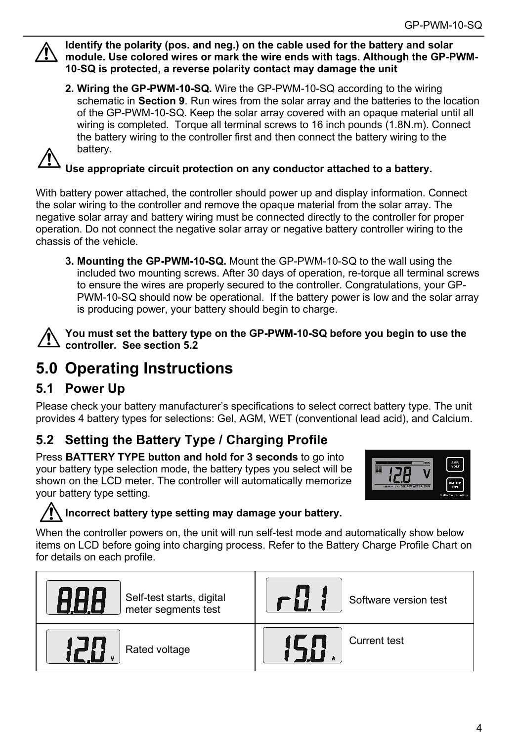**Identify the polarity (pos. and neg.) on the cable used for the battery and solar module. Use colored wires or mark the wire ends with tags. Although the GP-PWM-10-SQ is protected, a reverse polarity contact may damage the unit**

2. **Wiring the GP-PWM-10-SQ.** Wire the GP-PWM-10-SQ according to the wiring schematic in **Section 9**. Run wires from the solar array and the batteries to the location of the GP-PWM-10-SQ. Keep the solar array covered with an opaque material until all wiring is completed. Torque all terminal screws to 16 inch pounds (1.8N.m). Connect the battery wiring to the controller first and then connect the battery wiring to the battery.

**Use appropriate circuit protection on any conductor attached to a battery.**

With battery power attached, the controller should power up and display information. Connect the solar wiring to the controller and remove the opaque material from the solar array. The negative solar array and battery wiring must be connected directly to the controller for proper operation. Do not connect the negative solar array or negative battery controller wiring to the chassis of the vehicle.

3. **Mounting the GP-PWM-10-SQ.** Mount the GP-PWM-10-SQ to the wall using the included two mounting screws. After 30 days of operation, re-torque all terminal screws to ensure the wires are properly secured to the controller. Congratulations, your GP-PWM-10-SQ should now be operational. If the battery power is low and the solar array is producing power, your battery should begin to charge.

**You must set the battery type on the GP-PWM-10-SQ before you begin to use the controller. See section 5.2**

# 5.0 Operating Instructions

## 5.1 Power Up

Please check your battery manufacturer's specifications to select correct battery type. The unit provides 4 battery types for selections: Gel, AGM, WET (conventional lead acid), and Calcium.

## 5.2 Setting the Battery Type / Charging Profile

Press **BATTERY TYPE button and hold for 3 seconds** to go into your battery type selection mode, the battery types you select will be shown on the LCD meter. The controller will automatically memorize your battery type setting.

**Incorrect battery type setting may damage your battery.**

When the controller powers on, the unit will run self-test mode and automatically show below items on LCD before going into charging process. Refer to the Battery Charge Profile Chart on for details on each profile.

| Display | Description | Display | Description |
|---|---|---|---|
| 8.8.8 | Self-test starts, digital meter segments test | r0.1 | Software version test |
| 12.0 V | Rated voltage | 15.0 A | Current test |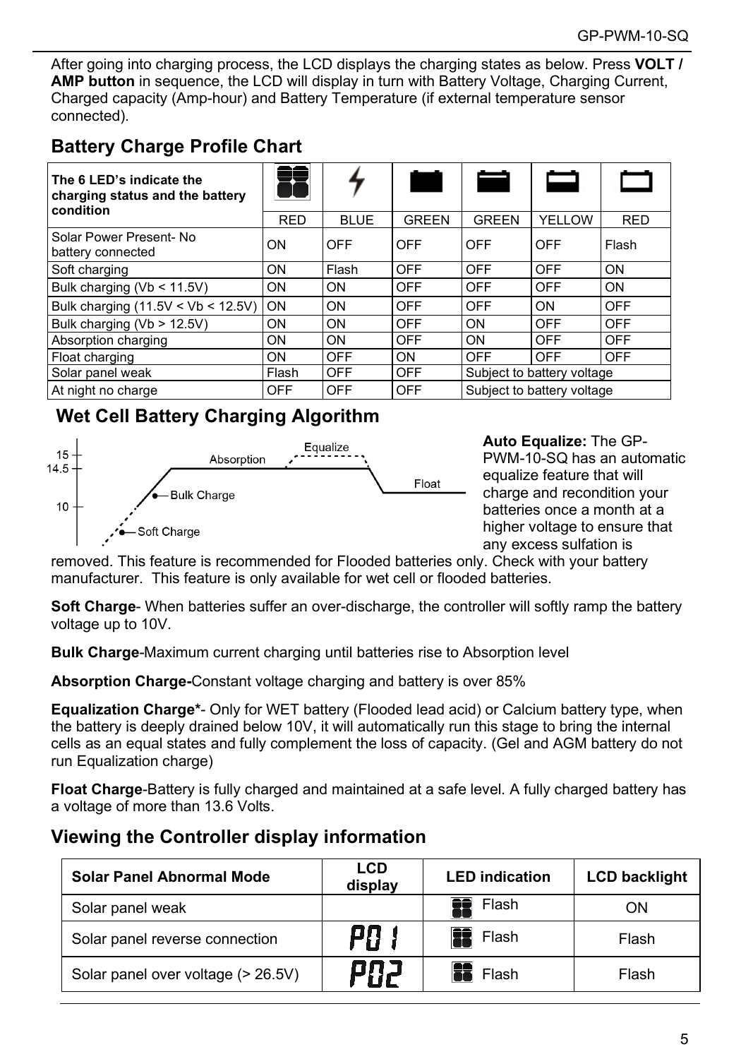After going into charging process, the LCD displays the charging states as below. Press **VOLT / AMP button** in sequence, the LCD will display in turn with Battery Voltage, Charging Current, Charged capacity (Amp-hour) and Battery Temperature (if external temperature sensor connected).

## Battery Charge Profile Chart

| The 6 LED's indicate the charging status and the battery condition | RED | BLUE | GREEN | GREEN | YELLOW | RED |
|---|---|---|---|---|---|---|
| Solar Power Present- No battery connected | ON | OFF | OFF | OFF | OFF | Flash |
| Soft charging | ON | Flash | OFF | OFF | OFF | ON |
| Bulk charging (Vb < 11.5V) | ON | ON | OFF | OFF | OFF | ON |
| Bulk charging (11.5V < Vb < 12.5V) | ON | ON | OFF | OFF | ON | OFF |
| Bulk charging (Vb > 12.5V) | ON | ON | OFF | ON | OFF | OFF |
| Absorption charging | ON | ON | OFF | ON | OFF | OFF |
| Float charging | ON | OFF | ON | OFF | OFF | OFF |
| Solar panel weak | Flash | OFF | OFF | Subject to battery voltage | | |
| At night no charge | OFF | OFF | OFF | Subject to battery voltage | | |

## Wet Cell Battery Charging Algorithm

15, 14.5, 10 — Absorption, Equalize, Float, Bulk Charge, Soft Charge

**Auto Equalize:** The GP-PWM-10-SQ has an automatic equalize feature that will charge and recondition your batteries once a month at a higher voltage to ensure that any excess sulfation is removed. This feature is recommended for Flooded batteries only. Check with your battery manufacturer. This feature is only available for wet cell or flooded batteries.

**Soft Charge**- When batteries suffer an over-discharge, the controller will softly ramp the battery voltage up to 10V.

**Bulk Charge**-Maximum current charging until batteries rise to Absorption level

**Absorption Charge-**Constant voltage charging and battery is over 85%

**Equalization Charge***- Only for WET battery (Flooded lead acid) or Calcium battery type, when the battery is deeply drained below 10V, it will automatically run this stage to bring the internal cells as an equal states and fully complement the loss of capacity. (Gel and AGM battery do not run Equalization charge)

**Float Charge**-Battery is fully charged and maintained at a safe level. A fully charged battery has a voltage of more than 13.6 Volts.

## Viewing the Controller display information

| Solar Panel Abnormal Mode | LCD display | LED indication | LCD backlight |
|---|---|---|---|
| Solar panel weak | | Flash | ON |
| Solar panel reverse connection | P01 | Flash | Flash |
| Solar panel over voltage (> 26.5V) | P02 | Flash | Flash |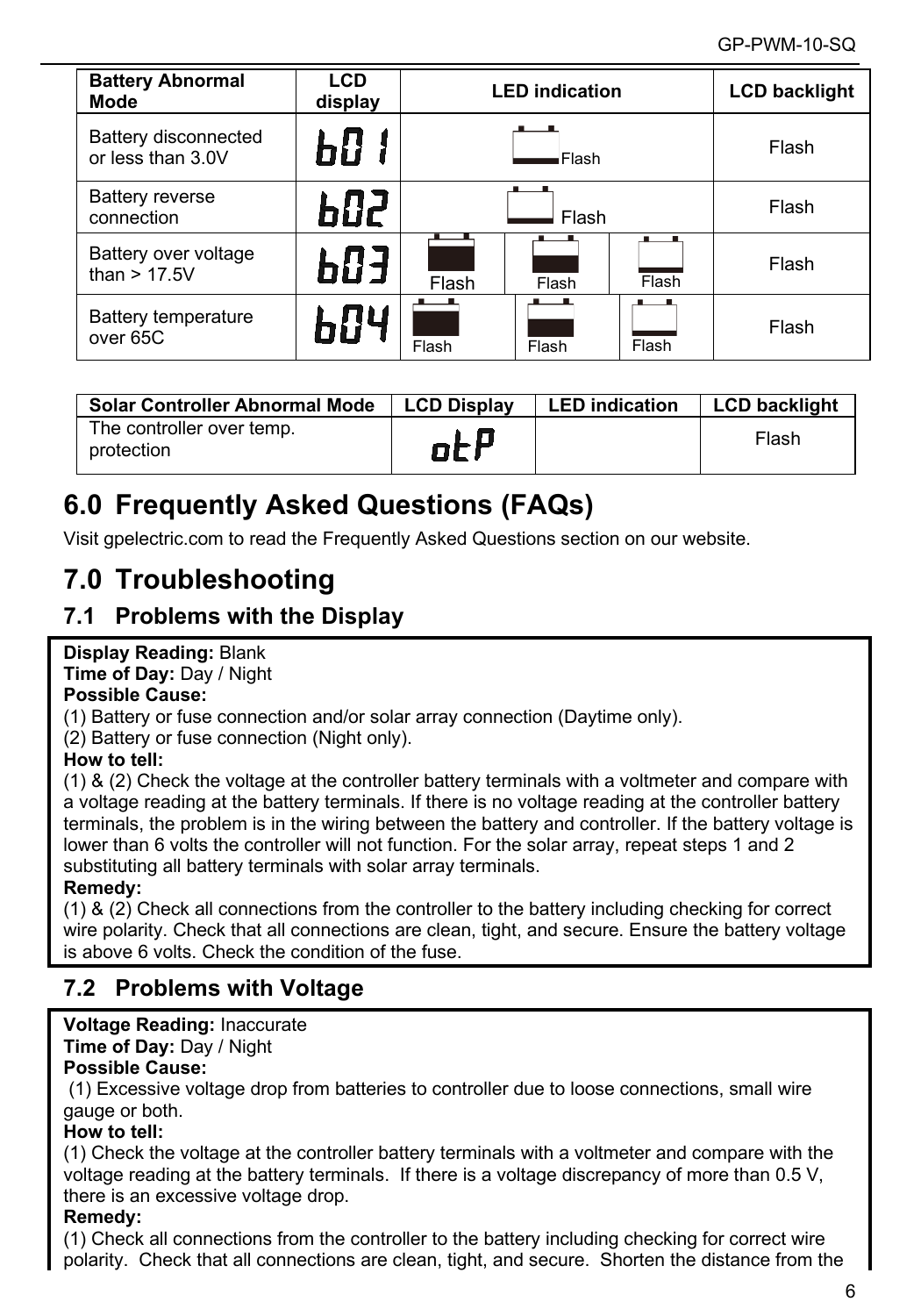| Battery Abnormal Mode | LCD display | LED indication | | | LCD backlight |
|---|---|---|---|---|---|
| Battery disconnected or less than 3.0V | b01 | Flash | | | Flash |
| Battery reverse connection | b02 | Flash | | | Flash |
| Battery over voltage than > 17.5V | b03 | Flash | Flash | Flash | Flash |
| Battery temperature over 65C | b04 | Flash | Flash | Flash | Flash |

| Solar Controller Abnormal Mode | LCD Display | LED indication | LCD backlight |
|---|---|---|---|
| The controller over temp. protection | otP | | Flash |

# 6.0 Frequently Asked Questions (FAQs)

Visit gpelectric.com to read the Frequently Asked Questions section on our website.

# 7.0 Troubleshooting

## 7.1 Problems with the Display

**Display Reading:** Blank
**Time of Day:** Day / Night
**Possible Cause:**
(1) Battery or fuse connection and/or solar array connection (Daytime only).
(2) Battery or fuse connection (Night only).
**How to tell:**
(1) & (2) Check the voltage at the controller battery terminals with a voltmeter and compare with a voltage reading at the battery terminals. If there is no voltage reading at the controller battery terminals, the problem is in the wiring between the battery and controller. If the battery voltage is lower than 6 volts the controller will not function. For the solar array, repeat steps 1 and 2 substituting all battery terminals with solar array terminals.
**Remedy:**
(1) & (2) Check all connections from the controller to the battery including checking for correct wire polarity. Check that all connections are clean, tight, and secure. Ensure the battery voltage is above 6 volts. Check the condition of the fuse.

## 7.2 Problems with Voltage

**Voltage Reading:** Inaccurate
**Time of Day:** Day / Night
**Possible Cause:**
(1) Excessive voltage drop from batteries to controller due to loose connections, small wire gauge or both.
**How to tell:**
(1) Check the voltage at the controller battery terminals with a voltmeter and compare with the voltage reading at the battery terminals. If there is a voltage discrepancy of more than 0.5 V, there is an excessive voltage drop.
**Remedy:**
(1) Check all connections from the controller to the battery including checking for correct wire polarity. Check that all connections are clean, tight, and secure. Shorten the distance from the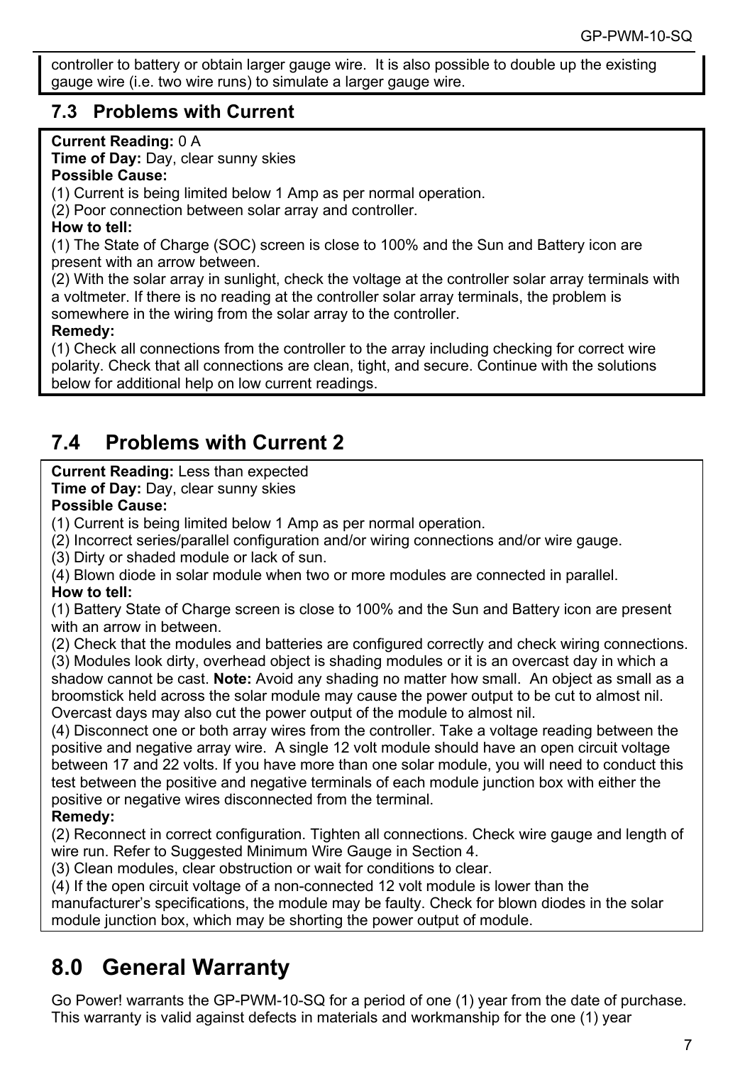controller to battery or obtain larger gauge wire. It is also possible to double up the existing gauge wire (i.e. two wire runs) to simulate a larger gauge wire.

## 7.3 Problems with Current

**Current Reading:** 0 A
**Time of Day:** Day, clear sunny skies
**Possible Cause:**
(1) Current is being limited below 1 Amp as per normal operation.
(2) Poor connection between solar array and controller.
**How to tell:**
(1) The State of Charge (SOC) screen is close to 100% and the Sun and Battery icon are present with an arrow between.
(2) With the solar array in sunlight, check the voltage at the controller solar array terminals with a voltmeter. If there is no reading at the controller solar array terminals, the problem is somewhere in the wiring from the solar array to the controller.
**Remedy:**
(1) Check all connections from the controller to the array including checking for correct wire polarity. Check that all connections are clean, tight, and secure. Continue with the solutions below for additional help on low current readings.

## 7.4 Problems with Current 2

**Current Reading:** Less than expected
**Time of Day:** Day, clear sunny skies
**Possible Cause:**
(1) Current is being limited below 1 Amp as per normal operation.
(2) Incorrect series/parallel configuration and/or wiring connections and/or wire gauge.
(3) Dirty or shaded module or lack of sun.
(4) Blown diode in solar module when two or more modules are connected in parallel.
**How to tell:**
(1) Battery State of Charge screen is close to 100% and the Sun and Battery icon are present with an arrow in between.
(2) Check that the modules and batteries are configured correctly and check wiring connections.
(3) Modules look dirty, overhead object is shading modules or it is an overcast day in which a shadow cannot be cast. **Note:** Avoid any shading no matter how small. An object as small as a broomstick held across the solar module may cause the power output to be cut to almost nil. Overcast days may also cut the power output of the module to almost nil.
(4) Disconnect one or both array wires from the controller. Take a voltage reading between the positive and negative array wire. A single 12 volt module should have an open circuit voltage between 17 and 22 volts. If you have more than one solar module, you will need to conduct this test between the positive and negative terminals of each module junction box with either the positive or negative wires disconnected from the terminal.
**Remedy:**
(2) Reconnect in correct configuration. Tighten all connections. Check wire gauge and length of wire run. Refer to Suggested Minimum Wire Gauge in Section 4.
(3) Clean modules, clear obstruction or wait for conditions to clear.
(4) If the open circuit voltage of a non-connected 12 volt module is lower than the manufacturer's specifications, the module may be faulty. Check for blown diodes in the solar module junction box, which may be shorting the power output of module.

# 8.0 General Warranty

Go Power! warrants the GP-PWM-10-SQ for a period of one (1) year from the date of purchase. This warranty is valid against defects in materials and workmanship for the one (1) year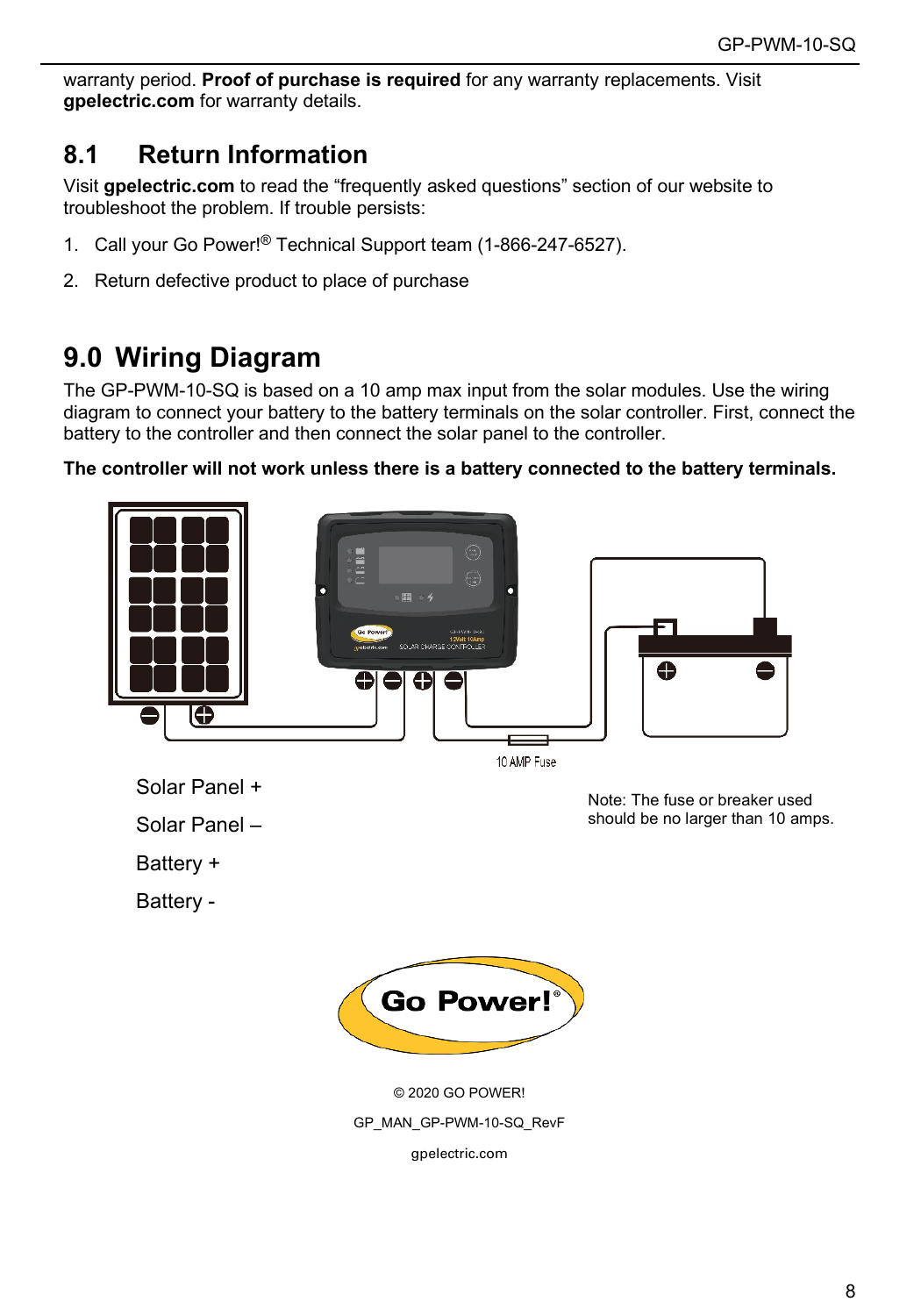warranty period. **Proof of purchase is required** for any warranty replacements. Visit **gpelectric.com** for warranty details.

## 8.1 Return Information

Visit **gpelectric.com** to read the "frequently asked questions" section of our website to troubleshoot the problem. If trouble persists:

1. Call your Go Power!® Technical Support team (1-866-247-6527).
2. Return defective product to place of purchase

# 9.0 Wiring Diagram

The GP-PWM-10-SQ is based on a 10 amp max input from the solar modules. Use the wiring diagram to connect your battery to the battery terminals on the solar controller. First, connect the battery to the controller and then connect the solar panel to the controller.

**The controller will not work unless there is a battery connected to the battery terminals.**

10 AMP Fuse

Solar Panel +

Solar Panel –

Battery +

Battery -

Note: The fuse or breaker used should be no larger than 10 amps.

© 2020 GO POWER!

GP_MAN_GP-PWM-10-SQ_RevF

gpelectric.com